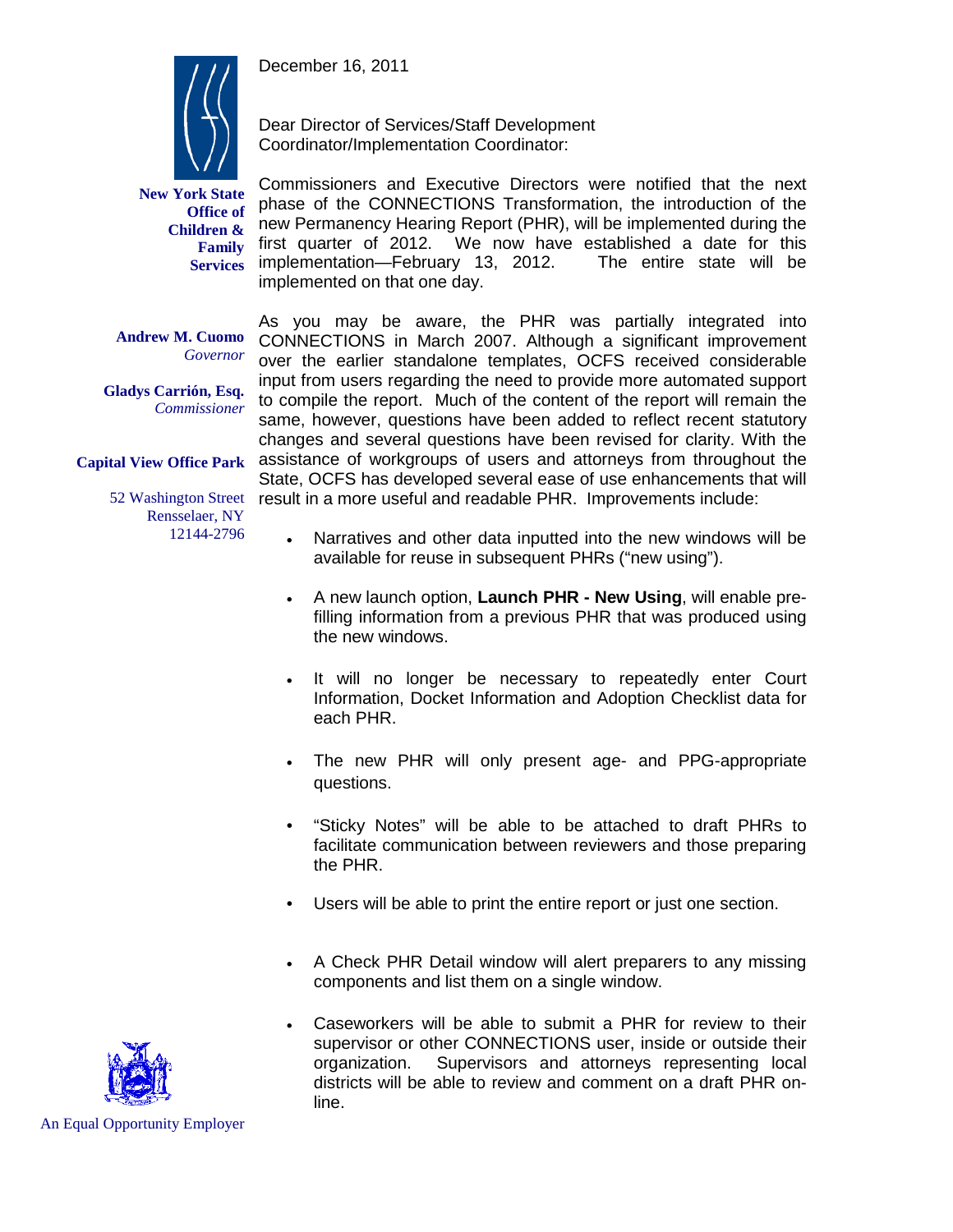New York State Office of Children & Family Services

Andrew M. Cuomo
*Governor*

Gladys Carrión, Esq.
*Commissioner*

Capital View Office Park

52 Washington Street
Rensselaer, NY
12144-2796

December 16, 2011

Dear Director of Services/Staff Development Coordinator/Implementation Coordinator:

Commissioners and Executive Directors were notified that the next phase of the CONNECTIONS Transformation, the introduction of the new Permanency Hearing Report (PHR), will be implemented during the first quarter of 2012. We now have established a date for this implementation—February 13, 2012. The entire state will be implemented on that one day.

As you may be aware, the PHR was partially integrated into CONNECTIONS in March 2007. Although a significant improvement over the earlier standalone templates, OCFS received considerable input from users regarding the need to provide more automated support to compile the report. Much of the content of the report will remain the same, however, questions have been added to reflect recent statutory changes and several questions have been revised for clarity. With the assistance of workgroups of users and attorneys from throughout the State, OCFS has developed several ease of use enhancements that will result in a more useful and readable PHR. Improvements include:

- Narratives and other data inputted into the new windows will be available for reuse in subsequent PHRs ("new using").
- A new launch option, **Launch PHR - New Using**, will enable pre-filling information from a previous PHR that was produced using the new windows.
- It will no longer be necessary to repeatedly enter Court Information, Docket Information and Adoption Checklist data for each PHR.
- The new PHR will only present age- and PPG-appropriate questions.
- "Sticky Notes" will be able to be attached to draft PHRs to facilitate communication between reviewers and those preparing the PHR.
- Users will be able to print the entire report or just one section.
- A Check PHR Detail window will alert preparers to any missing components and list them on a single window.
- Caseworkers will be able to submit a PHR for review to their supervisor or other CONNECTIONS user, inside or outside their organization. Supervisors and attorneys representing local districts will be able to review and comment on a draft PHR on-line.

An Equal Opportunity Employer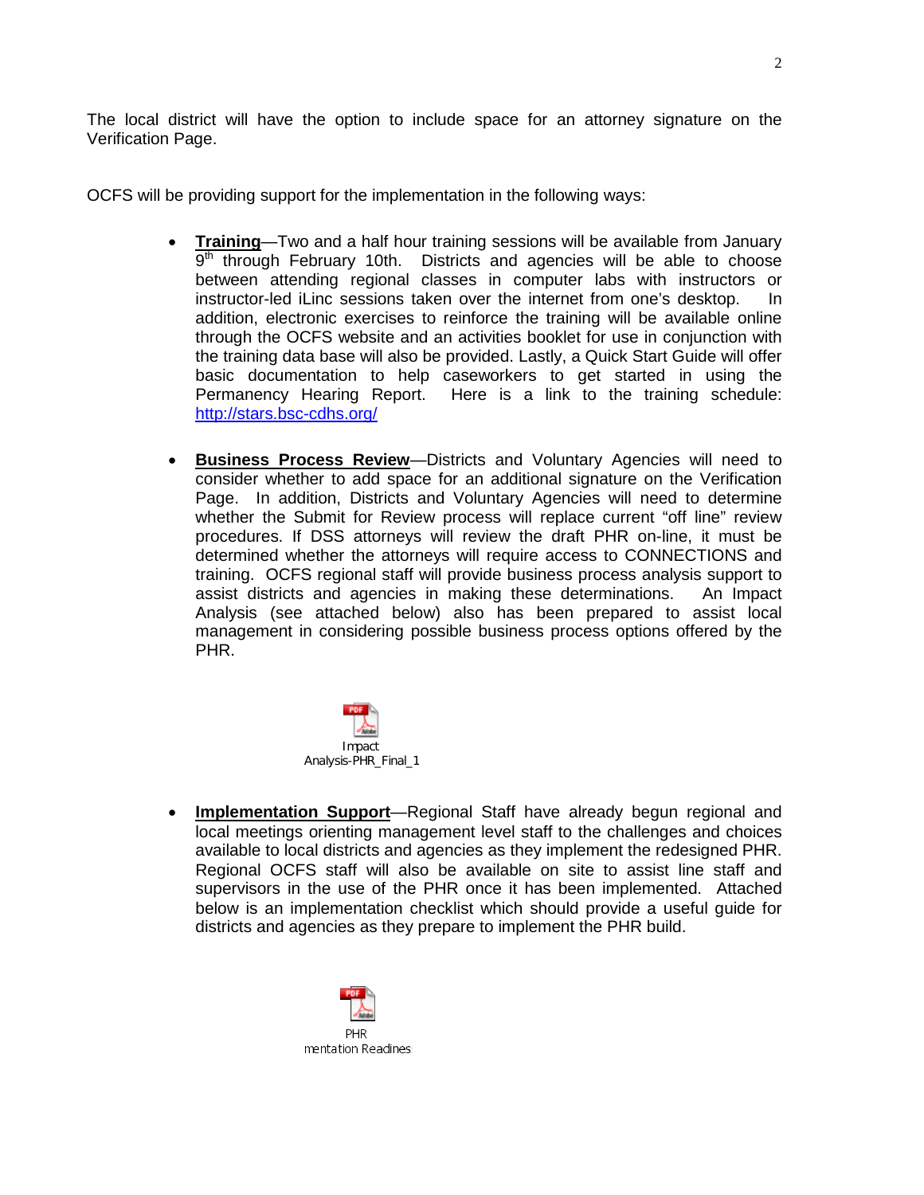The local district will have the option to include space for an attorney signature on the Verification Page.

OCFS will be providing support for the implementation in the following ways:

- **<u>Training</u>**—Two and a half hour training sessions will be available from January 9th through February 10th. Districts and agencies will be able to choose between attending regional classes in computer labs with instructors or instructor-led iLinc sessions taken over the internet from one's desktop. In addition, electronic exercises to reinforce the training will be available online through the OCFS website and an activities booklet for use in conjunction with the training data base will also be provided. Lastly, a Quick Start Guide will offer basic documentation to help caseworkers to get started in using the Permanency Hearing Report. Here is a link to the training schedule: http://stars.bsc-cdhs.org/

- **<u>Business Process Review</u>**—Districts and Voluntary Agencies will need to consider whether to add space for an additional signature on the Verification Page. In addition, Districts and Voluntary Agencies will need to determine whether the Submit for Review process will replace current "off line" review procedures. If DSS attorneys will review the draft PHR on-line, it must be determined whether the attorneys will require access to CONNECTIONS and training. OCFS regional staff will provide business process analysis support to assist districts and agencies in making these determinations. An Impact Analysis (see attached below) also has been prepared to assist local management in considering possible business process options offered by the PHR.

  Impact Analysis-PHR_Final_1

- **<u>Implementation Support</u>**—Regional Staff have already begun regional and local meetings orienting management level staff to the challenges and choices available to local districts and agencies as they implement the redesigned PHR. Regional OCFS staff will also be available on site to assist line staff and supervisors in the use of the PHR once it has been implemented. Attached below is an implementation checklist which should provide a useful guide for districts and agencies as they prepare to implement the PHR build.

  PHR mentation Readines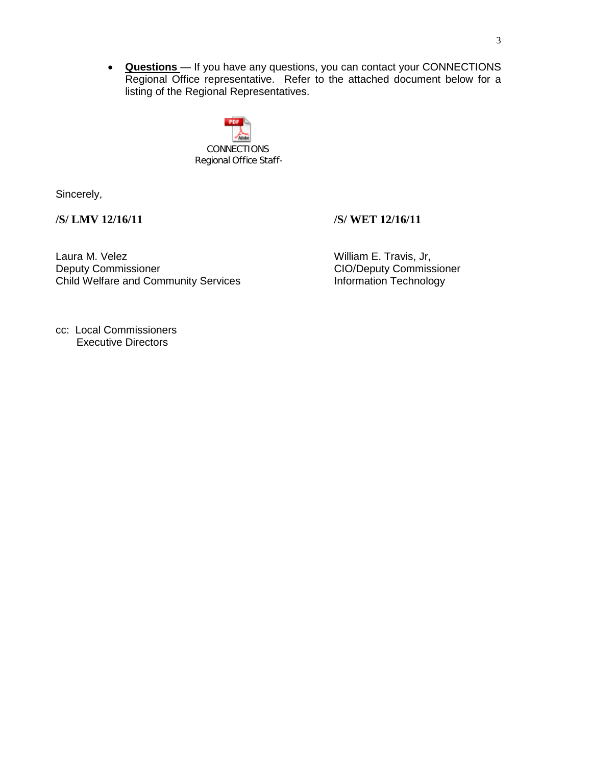- **Questions** — If you have any questions, you can contact your CONNECTIONS Regional Office representative. Refer to the attached document below for a listing of the Regional Representatives.

CONNECTIONS
Regional Office Staff-

Sincerely,

**/S/ LMV 12/16/11**

Laura M. Velez
Deputy Commissioner
Child Welfare and Community Services

**/S/ WET 12/16/11**

William E. Travis, Jr,
CIO/Deputy Commissioner
Information Technology

cc: Local Commissioners
Executive Directors